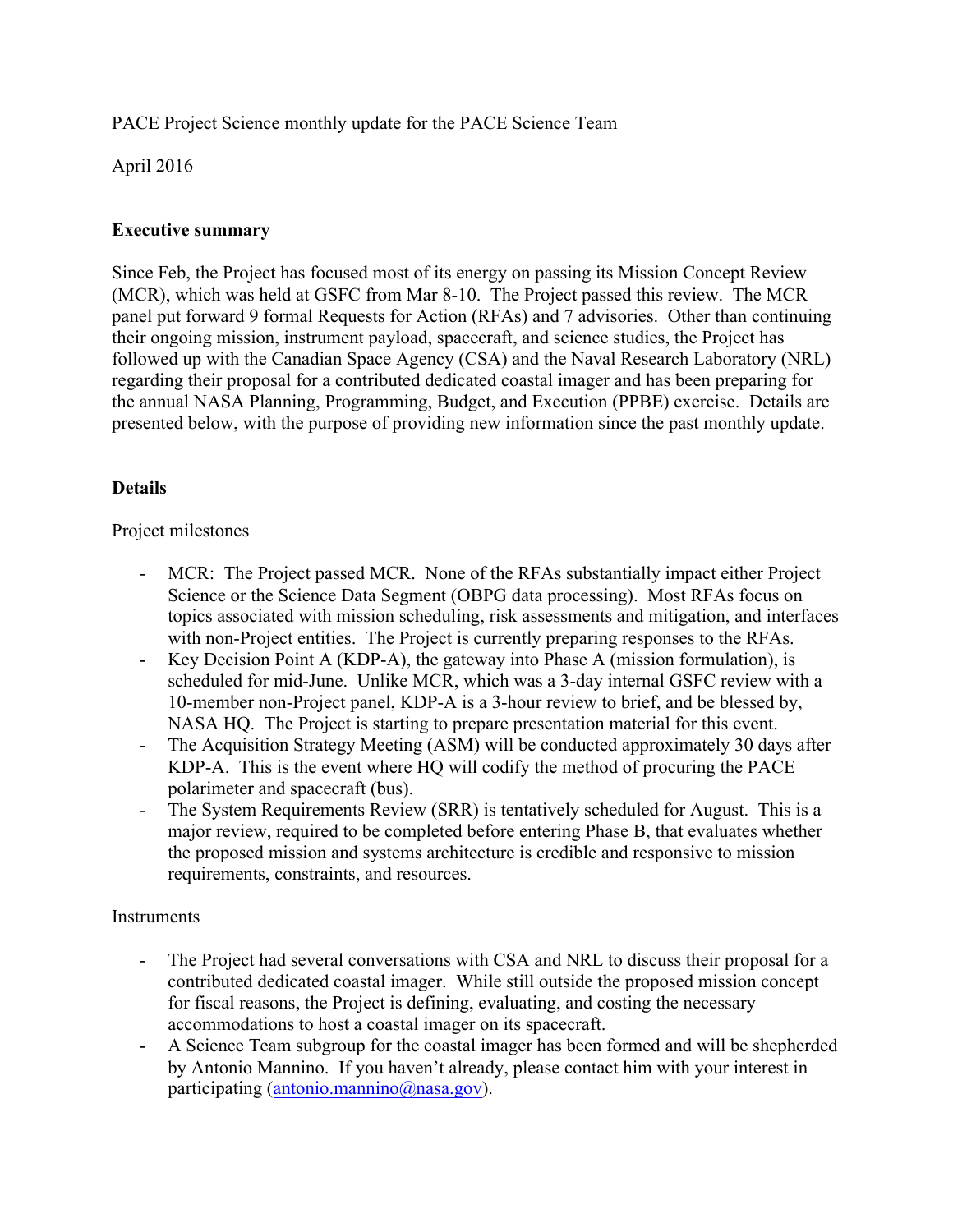PACE Project Science monthly update for the PACE Science Team

April 2016

**Executive summary**

Since Feb, the Project has focused most of its energy on passing its Mission Concept Review (MCR), which was held at GSFC from Mar 8-10. The Project passed this review. The MCR panel put forward 9 formal Requests for Action (RFAs) and 7 advisories. Other than continuing their ongoing mission, instrument payload, spacecraft, and science studies, the Project has followed up with the Canadian Space Agency (CSA) and the Naval Research Laboratory (NRL) regarding their proposal for a contributed dedicated coastal imager and has been preparing for the annual NASA Planning, Programming, Budget, and Execution (PPBE) exercise. Details are presented below, with the purpose of providing new information since the past monthly update.

**Details**

Project milestones

- MCR: The Project passed MCR. None of the RFAs substantially impact either Project Science or the Science Data Segment (OBPG data processing). Most RFAs focus on topics associated with mission scheduling, risk assessments and mitigation, and interfaces with non-Project entities. The Project is currently preparing responses to the RFAs.
- Key Decision Point A (KDP-A), the gateway into Phase A (mission formulation), is scheduled for mid-June. Unlike MCR, which was a 3-day internal GSFC review with a 10-member non-Project panel, KDP-A is a 3-hour review to brief, and be blessed by, NASA HQ. The Project is starting to prepare presentation material for this event.
- The Acquisition Strategy Meeting (ASM) will be conducted approximately 30 days after KDP-A. This is the event where HQ will codify the method of procuring the PACE polarimeter and spacecraft (bus).
- The System Requirements Review (SRR) is tentatively scheduled for August. This is a major review, required to be completed before entering Phase B, that evaluates whether the proposed mission and systems architecture is credible and responsive to mission requirements, constraints, and resources.

Instruments

- The Project had several conversations with CSA and NRL to discuss their proposal for a contributed dedicated coastal imager. While still outside the proposed mission concept for fiscal reasons, the Project is defining, evaluating, and costing the necessary accommodations to host a coastal imager on its spacecraft.
- A Science Team subgroup for the coastal imager has been formed and will be shepherded by Antonio Mannino. If you haven't already, please contact him with your interest in participating (antonio.mannino@nasa.gov).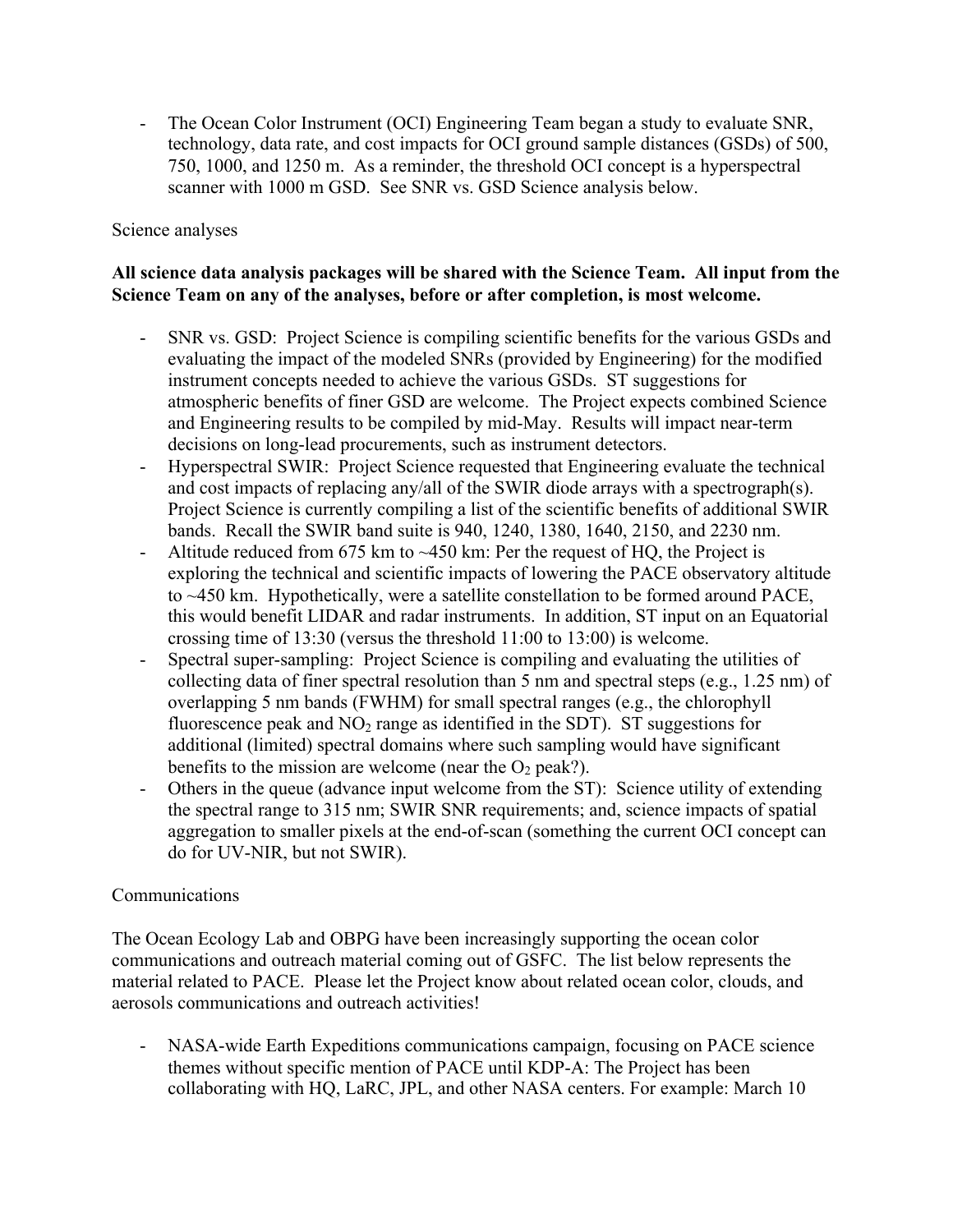- The Ocean Color Instrument (OCI) Engineering Team began a study to evaluate SNR, technology, data rate, and cost impacts for OCI ground sample distances (GSDs) of 500, 750, 1000, and 1250 m. As a reminder, the threshold OCI concept is a hyperspectral scanner with 1000 m GSD. See SNR vs. GSD Science analysis below.

Science analyses

**All science data analysis packages will be shared with the Science Team. All input from the Science Team on any of the analyses, before or after completion, is most welcome.**

- SNR vs. GSD: Project Science is compiling scientific benefits for the various GSDs and evaluating the impact of the modeled SNRs (provided by Engineering) for the modified instrument concepts needed to achieve the various GSDs. ST suggestions for atmospheric benefits of finer GSD are welcome. The Project expects combined Science and Engineering results to be compiled by mid-May. Results will impact near-term decisions on long-lead procurements, such as instrument detectors.
- Hyperspectral SWIR: Project Science requested that Engineering evaluate the technical and cost impacts of replacing any/all of the SWIR diode arrays with a spectrograph(s). Project Science is currently compiling a list of the scientific benefits of additional SWIR bands. Recall the SWIR band suite is 940, 1240, 1380, 1640, 2150, and 2230 nm.
- Altitude reduced from 675 km to ~450 km: Per the request of HQ, the Project is exploring the technical and scientific impacts of lowering the PACE observatory altitude to ~450 km. Hypothetically, were a satellite constellation to be formed around PACE, this would benefit LIDAR and radar instruments. In addition, ST input on an Equatorial crossing time of 13:30 (versus the threshold 11:00 to 13:00) is welcome.
- Spectral super-sampling: Project Science is compiling and evaluating the utilities of collecting data of finer spectral resolution than 5 nm and spectral steps (e.g., 1.25 nm) of overlapping 5 nm bands (FWHM) for small spectral ranges (e.g., the chlorophyll fluorescence peak and $NO_2$ range as identified in the SDT). ST suggestions for additional (limited) spectral domains where such sampling would have significant benefits to the mission are welcome (near the $O_2$ peak?).
- Others in the queue (advance input welcome from the ST): Science utility of extending the spectral range to 315 nm; SWIR SNR requirements; and, science impacts of spatial aggregation to smaller pixels at the end-of-scan (something the current OCI concept can do for UV-NIR, but not SWIR).

Communications

The Ocean Ecology Lab and OBPG have been increasingly supporting the ocean color communications and outreach material coming out of GSFC. The list below represents the material related to PACE. Please let the Project know about related ocean color, clouds, and aerosols communications and outreach activities!

- NASA-wide Earth Expeditions communications campaign, focusing on PACE science themes without specific mention of PACE until KDP-A: The Project has been collaborating with HQ, LaRC, JPL, and other NASA centers. For example: March 10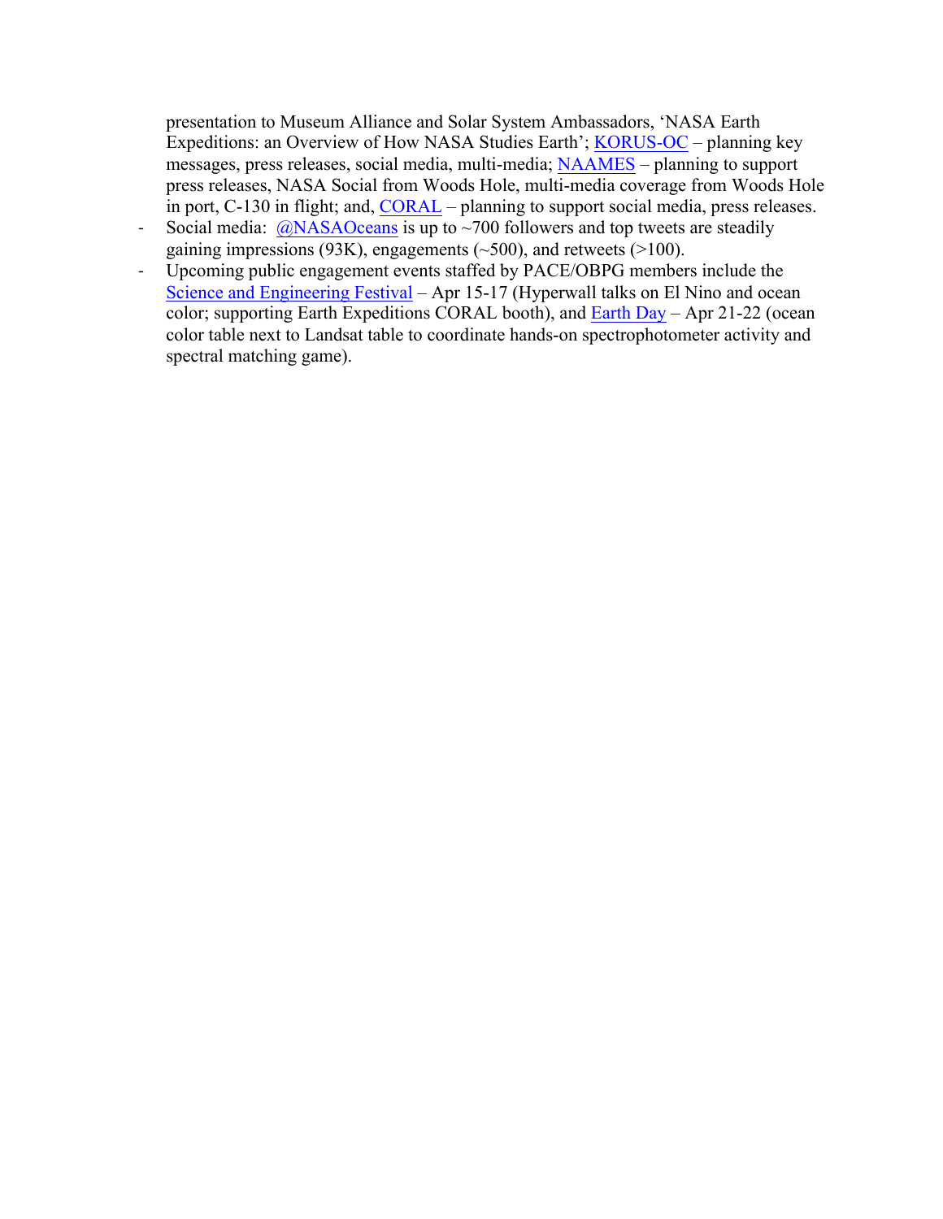presentation to Museum Alliance and Solar System Ambassadors, 'NASA Earth Expeditions: an Overview of How NASA Studies Earth'; KORUS-OC – planning key messages, press releases, social media, multi-media; NAAMES – planning to support press releases, NASA Social from Woods Hole, multi-media coverage from Woods Hole in port, C-130 in flight; and, CORAL – planning to support social media, press releases.

- Social media: @NASAOceans is up to ~700 followers and top tweets are steadily gaining impressions (93K), engagements (~500), and retweets (>100).
- Upcoming public engagement events staffed by PACE/OBPG members include the Science and Engineering Festival – Apr 15-17 (Hyperwall talks on El Nino and ocean color; supporting Earth Expeditions CORAL booth), and Earth Day – Apr 21-22 (ocean color table next to Landsat table to coordinate hands-on spectrophotometer activity and spectral matching game).